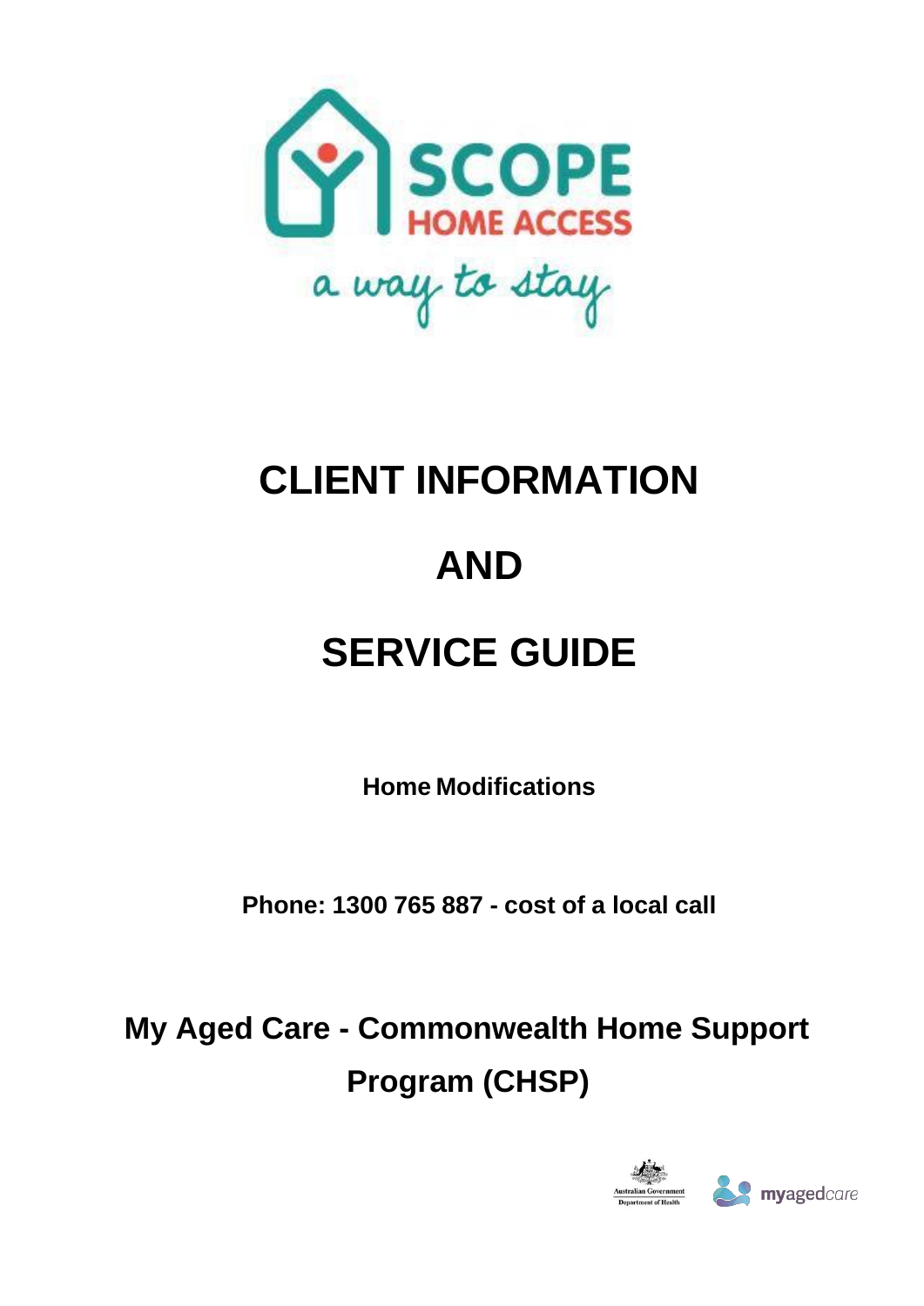SCOPE

HOME ACCESS

a way to stay

# CLIENT INFORMATION

# AND

# SERVICE GUIDE

**Home Modifications**

**Phone: 1300 765 887 - cost of a local call**

## My Aged Care - Commonwealth Home Support Program (CHSP)

Australian Government Department of Health

myagedcare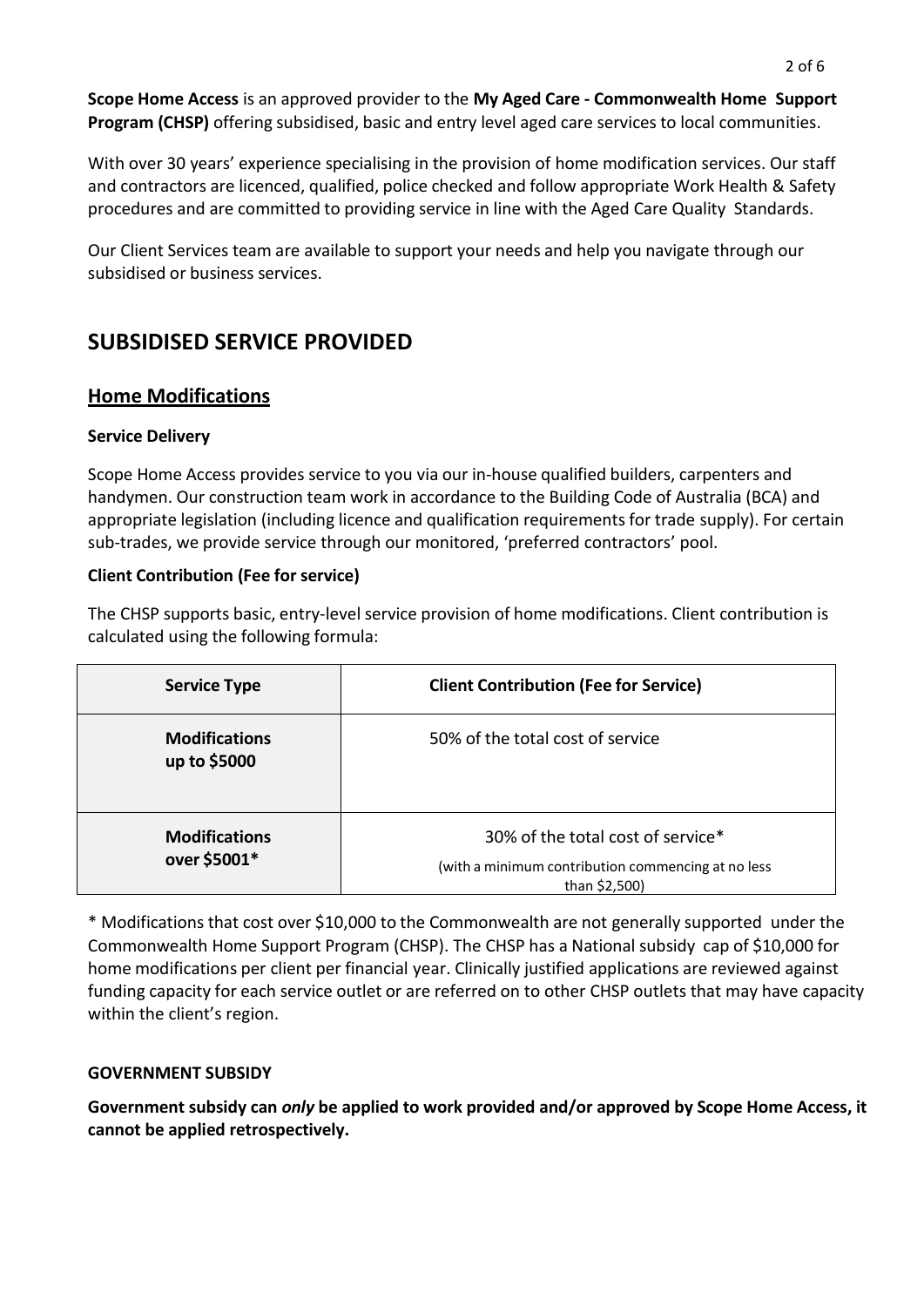**Scope Home Access** is an approved provider to the **My Aged Care - Commonwealth Home Support Program (CHSP)** offering subsidised, basic and entry level aged care services to local communities.

With over 30 years' experience specialising in the provision of home modification services. Our staff and contractors are licenced, qualified, police checked and follow appropriate Work Health & Safety procedures and are committed to providing service in line with the Aged Care Quality Standards.

Our Client Services team are available to support your needs and help you navigate through our subsidised or business services.

# SUBSIDISED SERVICE PROVIDED

## Home Modifications

**Service Delivery**

Scope Home Access provides service to you via our in-house qualified builders, carpenters and handymen. Our construction team work in accordance to the Building Code of Australia (BCA) and appropriate legislation (including licence and qualification requirements for trade supply). For certain sub-trades, we provide service through our monitored, 'preferred contractors' pool.

**Client Contribution (Fee for service)**

The CHSP supports basic, entry-level service provision of home modifications. Client contribution is calculated using the following formula:

| Service Type | Client Contribution (Fee for Service) |
|---|---|
| **Modifications up to $5000** | 50% of the total cost of service |
| **Modifications over $5001*** | 30% of the total cost of service* (with a minimum contribution commencing at no less than $2,500) |

* Modifications that cost over $10,000 to the Commonwealth are not generally supported under the Commonwealth Home Support Program (CHSP). The CHSP has a National subsidy cap of $10,000 for home modifications per client per financial year. Clinically justified applications are reviewed against funding capacity for each service outlet or are referred on to other CHSP outlets that may have capacity within the client's region.

**GOVERNMENT SUBSIDY**

**Government subsidy can *only* be applied to work provided and/or approved by Scope Home Access, it cannot be applied retrospectively.**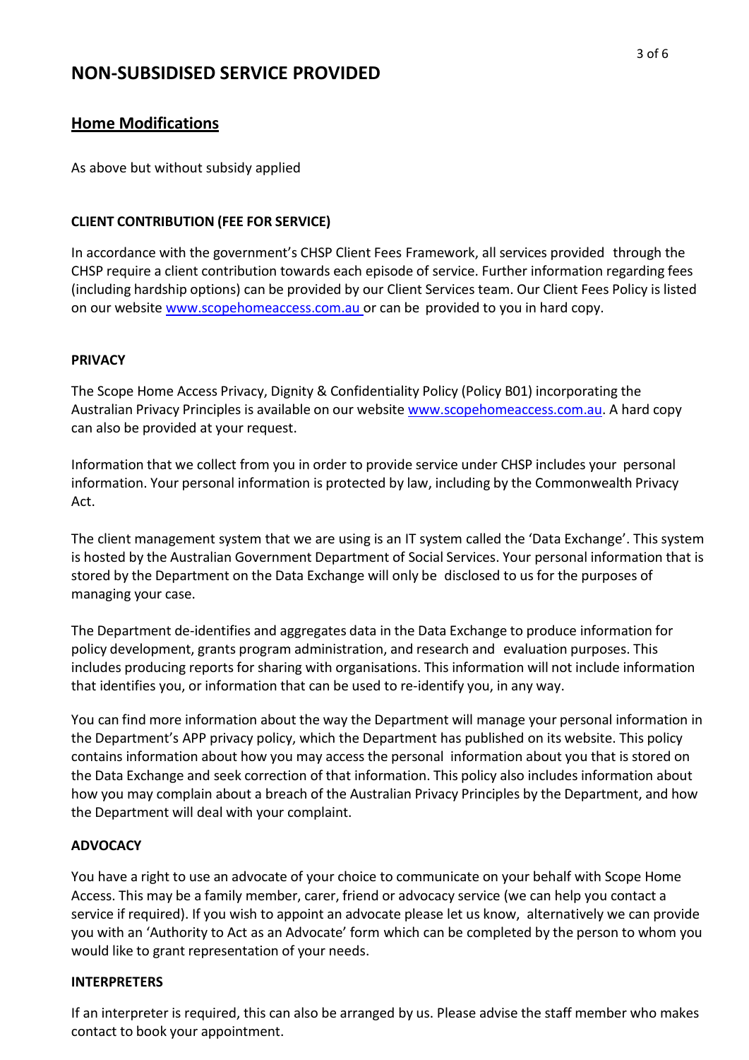# NON-SUBSIDISED SERVICE PROVIDED

## Home Modifications

As above but without subsidy applied

### CLIENT CONTRIBUTION (FEE FOR SERVICE)

In accordance with the government's CHSP Client Fees Framework, all services provided through the CHSP require a client contribution towards each episode of service. Further information regarding fees (including hardship options) can be provided by our Client Services team. Our Client Fees Policy is listed on our website www.scopehomeaccess.com.au or can be provided to you in hard copy.

### PRIVACY

The Scope Home Access Privacy, Dignity & Confidentiality Policy (Policy B01) incorporating the Australian Privacy Principles is available on our website www.scopehomeaccess.com.au. A hard copy can also be provided at your request.

Information that we collect from you in order to provide service under CHSP includes your personal information. Your personal information is protected by law, including by the Commonwealth Privacy Act.

The client management system that we are using is an IT system called the 'Data Exchange'. This system is hosted by the Australian Government Department of Social Services. Your personal information that is stored by the Department on the Data Exchange will only be disclosed to us for the purposes of managing your case.

The Department de-identifies and aggregates data in the Data Exchange to produce information for policy development, grants program administration, and research and evaluation purposes. This includes producing reports for sharing with organisations. This information will not include information that identifies you, or information that can be used to re-identify you, in any way.

You can find more information about the way the Department will manage your personal information in the Department's APP privacy policy, which the Department has published on its website. This policy contains information about how you may access the personal information about you that is stored on the Data Exchange and seek correction of that information. This policy also includes information about how you may complain about a breach of the Australian Privacy Principles by the Department, and how the Department will deal with your complaint.

### ADVOCACY

You have a right to use an advocate of your choice to communicate on your behalf with Scope Home Access. This may be a family member, carer, friend or advocacy service (we can help you contact a service if required). If you wish to appoint an advocate please let us know, alternatively we can provide you with an 'Authority to Act as an Advocate' form which can be completed by the person to whom you would like to grant representation of your needs.

### INTERPRETERS

If an interpreter is required, this can also be arranged by us. Please advise the staff member who makes contact to book your appointment.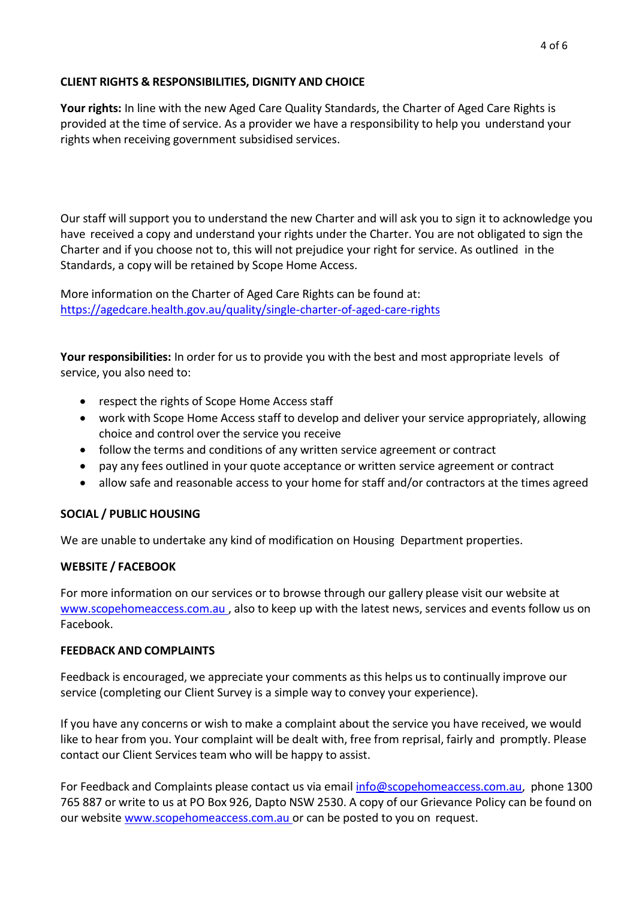## CLIENT RIGHTS & RESPONSIBILITIES, DIGNITY AND CHOICE

**Your rights:** In line with the new Aged Care Quality Standards, the Charter of Aged Care Rights is provided at the time of service. As a provider we have a responsibility to help you understand your rights when receiving government subsidised services.

Our staff will support you to understand the new Charter and will ask you to sign it to acknowledge you have received a copy and understand your rights under the Charter. You are not obligated to sign the Charter and if you choose not to, this will not prejudice your right for service. As outlined in the Standards, a copy will be retained by Scope Home Access.

More information on the Charter of Aged Care Rights can be found at:
https://agedcare.health.gov.au/quality/single-charter-of-aged-care-rights

**Your responsibilities:** In order for us to provide you with the best and most appropriate levels of service, you also need to:

- respect the rights of Scope Home Access staff
- work with Scope Home Access staff to develop and deliver your service appropriately, allowing choice and control over the service you receive
- follow the terms and conditions of any written service agreement or contract
- pay any fees outlined in your quote acceptance or written service agreement or contract
- allow safe and reasonable access to your home for staff and/or contractors at the times agreed

## SOCIAL / PUBLIC HOUSING

We are unable to undertake any kind of modification on Housing Department properties.

## WEBSITE / FACEBOOK

For more information on our services or to browse through our gallery please visit our website at www.scopehomeaccess.com.au , also to keep up with the latest news, services and events follow us on Facebook.

## FEEDBACK AND COMPLAINTS

Feedback is encouraged, we appreciate your comments as this helps us to continually improve our service (completing our Client Survey is a simple way to convey your experience).

If you have any concerns or wish to make a complaint about the service you have received, we would like to hear from you. Your complaint will be dealt with, free from reprisal, fairly and promptly. Please contact our Client Services team who will be happy to assist.

For Feedback and Complaints please contact us via email info@scopehomeaccess.com.au, phone 1300 765 887 or write to us at PO Box 926, Dapto NSW 2530. A copy of our Grievance Policy can be found on our website www.scopehomeaccess.com.au or can be posted to you on request.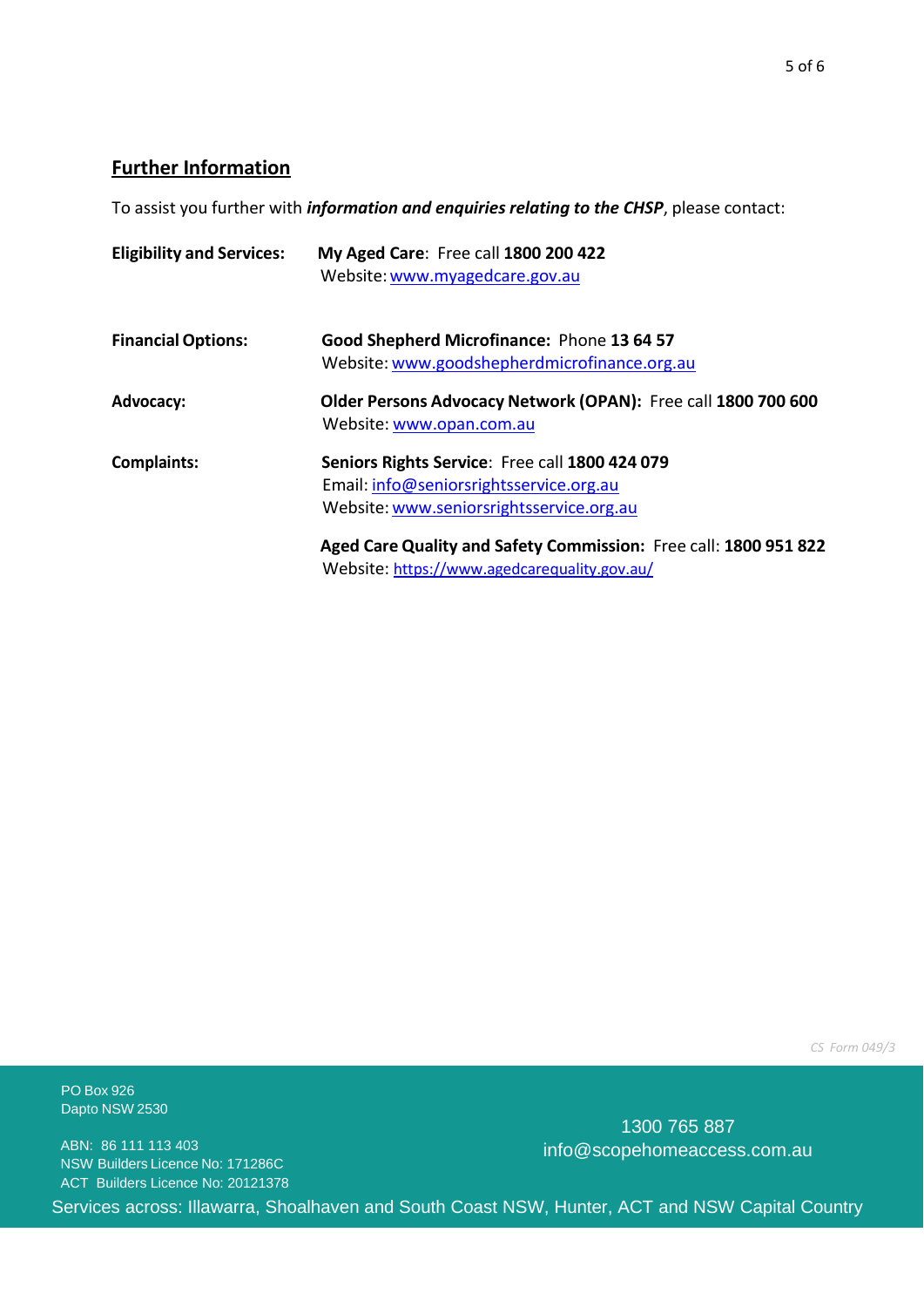## Further Information

To assist you further with ***information and enquiries relating to the CHSP***, please contact:

| | |
|---|---|
| **Eligibility and Services:** | **My Aged Care**: Free call **1800 200 422**<br>Website: www.myagedcare.gov.au |
| **Financial Options:** | **Good Shepherd Microfinance:** Phone **13 64 57**<br>Website: www.goodshepherdmicrofinance.org.au |
| **Advocacy:** | **Older Persons Advocacy Network (OPAN):** Free call **1800 700 600**<br>Website: www.opan.com.au |
| **Complaints:** | **Seniors Rights Service**: Free call **1800 424 079**<br>Email: info@seniorsrightsservice.org.au<br>Website: www.seniorsrightsservice.org.au |
| | **Aged Care Quality and Safety Commission:** Free call: **1800 951 822**<br>Website: https://www.agedcarequality.gov.au/ |

*CS Form 049/3*

PO Box 926
Dapto NSW 2530

ABN: 86 111 113 403
NSW Builders Licence No: 171286C
ACT Builders Licence No: 20121378

1300 765 887
info@scopehomeaccess.com.au

Services across: Illawarra, Shoalhaven and South Coast NSW, Hunter, ACT and NSW Capital Country